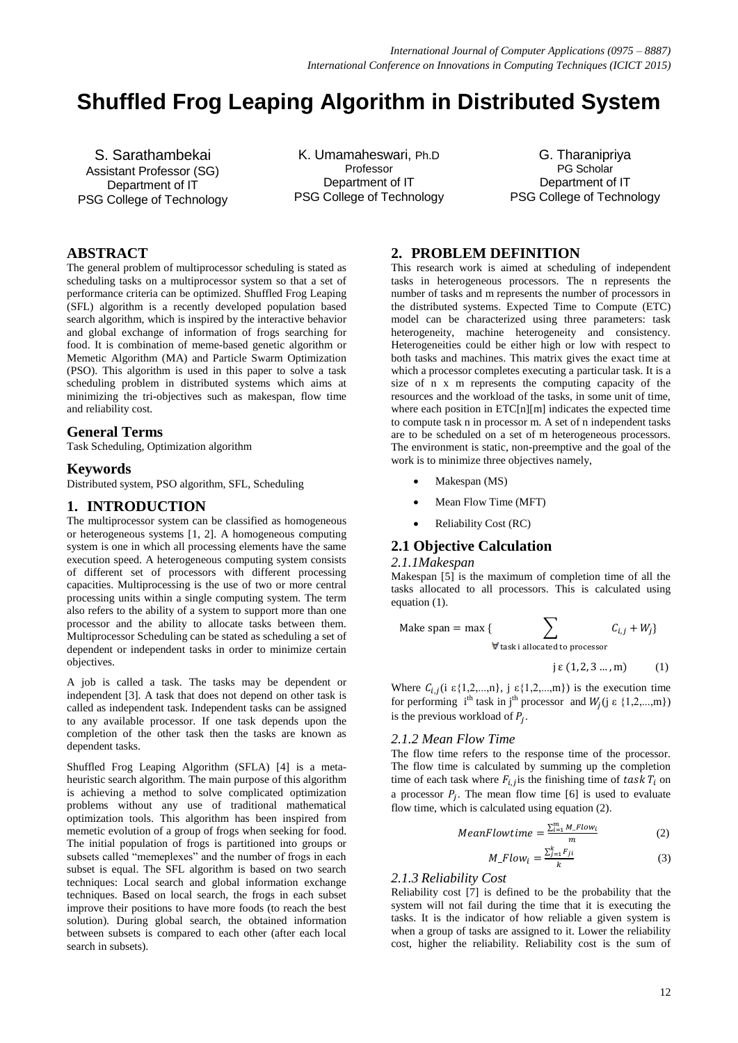# Shuffled Frog Leaping Algorithm in Distributed System

S. Sarathambekai
Assistant Professor (SG)
Department of IT
PSG College of Technology

K. Umamaheswari, Ph.D
Professor
Department of IT
PSG College of Technology

G. Tharanipriya
PG Scholar
Department of IT
PSG College of Technology

## ABSTRACT

The general problem of multiprocessor scheduling is stated as scheduling tasks on a multiprocessor system so that a set of performance criteria can be optimized. Shuffled Frog Leaping (SFL) algorithm is a recently developed population based search algorithm, which is inspired by the interactive behavior and global exchange of information of frogs searching for food. It is combination of meme-based genetic algorithm or Memetic Algorithm (MA) and Particle Swarm Optimization (PSO). This algorithm is used in this paper to solve a task scheduling problem in distributed systems which aims at minimizing the tri-objectives such as makespan, flow time and reliability cost.

### General Terms

Task Scheduling, Optimization algorithm

### Keywords

Distributed system, PSO algorithm, SFL, Scheduling

## 1. INTRODUCTION

The multiprocessor system can be classified as homogeneous or heterogeneous systems [1, 2]. A homogeneous computing system is one in which all processing elements have the same execution speed. A heterogeneous computing system consists of different set of processors with different processing capacities. Multiprocessing is the use of two or more central processing units within a single computing system. The term also refers to the ability of a system to support more than one processor and the ability to allocate tasks between them. Multiprocessor Scheduling can be stated as scheduling a set of dependent or independent tasks in order to minimize certain objectives.

A job is called a task. The tasks may be dependent or independent [3]. A task that does not depend on other task is called as independent task. Independent tasks can be assigned to any available processor. If one task depends upon the completion of the other task then the tasks are known as dependent tasks.

Shuffled Frog Leaping Algorithm (SFLA) [4] is a meta-heuristic search algorithm. The main purpose of this algorithm is achieving a method to solve complicated optimization problems without any use of traditional mathematical optimization tools. This algorithm has been inspired from memetic evolution of a group of frogs when seeking for food. The initial population of frogs is partitioned into groups or subsets called "memeplexes" and the number of frogs in each subset is equal. The SFL algorithm is based on two search techniques: Local search and global information exchange techniques. Based on local search, the frogs in each subset improve their positions to have more foods (to reach the best solution). During global search, the obtained information between subsets is compared to each other (after each local search in subsets).

## 2. PROBLEM DEFINITION

This research work is aimed at scheduling of independent tasks in heterogeneous processors. The n represents the number of tasks and m represents the number of processors in the distributed systems. Expected Time to Compute (ETC) model can be characterized using three parameters: task heterogeneity, machine heterogeneity and consistency. Heterogeneities could be either high or low with respect to both tasks and machines. This matrix gives the exact time at which a processor completes executing a particular task. It is a size of n x m represents the computing capacity of the resources and the workload of the tasks, in some unit of time, where each position in ETC[n][m] indicates the expected time to compute task n in processor m. A set of n independent tasks are to be scheduled on a set of m heterogeneous processors. The environment is static, non-preemptive and the goal of the work is to minimize three objectives namely,

- Makespan (MS)
- Mean Flow Time (MFT)
- Reliability Cost (RC)

### 2.1 Objective Calculation

#### *2.1.1Makespan*

Makespan [5] is the maximum of completion time of all the tasks allocated to all processors. This is calculated using equation (1).

$$\text{Make span} = \max\{\sum_{\forall \text{task i allocated to processor}} C_{i,j} + W_j\} \quad j\,\varepsilon\,(1, 2, 3 \ldots, m) \qquad (1)$$

Where $C_{i,j}$(i ε{1,2,...,n}, j ε{1,2,...,m}) is the execution time for performing i[th] task in j[th] processor and $W_j$(j ε {1,2,...,m}) is the previous workload of $P_j$.

#### *2.1.2 Mean Flow Time*

The flow time refers to the response time of the processor. The flow time is calculated by summing up the completion time of each task where $F_{i,j}$ is the finishing time of $task\ T_i$ on a processor $P_j$. The mean flow time [6] is used to evaluate flow time, which is calculated using equation (2).

$$MeanFlowtime = \frac{\sum_{i=1}^{m} M\_Flow_i}{m} \qquad (2)$$

$$M\_Flow_i = \frac{\sum_{j=1}^{k} F_{ji}}{k} \qquad (3)$$

#### *2.1.3 Reliability Cost*

Reliability cost [7] is defined to be the probability that the system will not fail during the time that it is executing the tasks. It is the indicator of how reliable a given system is when a group of tasks are assigned to it. Lower the reliability cost, higher the reliability. Reliability cost is the sum of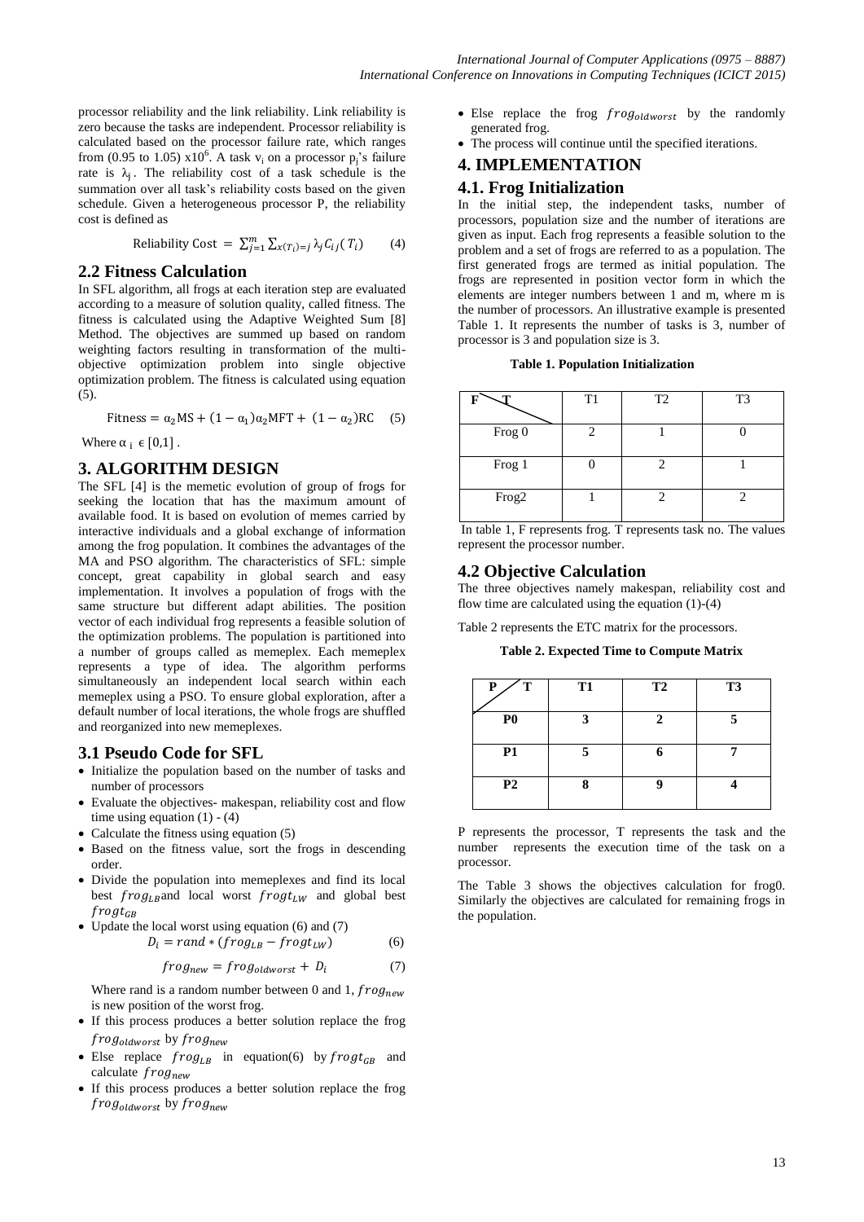processor reliability and the link reliability. Link reliability is zero because the tasks are independent. Processor reliability is calculated based on the processor failure rate, which ranges from (0.95 to 1.05) $x10^6$. A task $v_i$ on a processor $p_j$'s failure rate is $\lambda_j$. The reliability cost of a task schedule is the summation over all task's reliability costs based on the given schedule. Given a heterogeneous processor P, the reliability cost is defined as

$$\text{Reliability Cost} = \sum_{j=1}^{m} \sum_{x(T_i)=j} \lambda_j C_{ij}(T_i) \qquad (4)$$

## 2.2 Fitness Calculation

In SFL algorithm, all frogs at each iteration step are evaluated according to a measure of solution quality, called fitness. The fitness is calculated using the Adaptive Weighted Sum [8] Method. The objectives are summed up based on random weighting factors resulting in transformation of the multi-objective optimization problem into single objective optimization problem. The fitness is calculated using equation (5).

$$\text{Fitness} = \alpha_2 \text{MS} + (1 - \alpha_1)\alpha_2 \text{MFT} + (1 - \alpha_2)\text{RC} \qquad (5)$$

Where $\alpha_i \in [0,1]$ .

# 3. ALGORITHM DESIGN

The SFL [4] is the memetic evolution of group of frogs for seeking the location that has the maximum amount of available food. It is based on evolution of memes carried by interactive individuals and a global exchange of information among the frog population. It combines the advantages of the MA and PSO algorithm. The characteristics of SFL: simple concept, great capability in global search and easy implementation. It involves a population of frogs with the same structure but different adapt abilities. The position vector of each individual frog represents a feasible solution of the optimization problems. The population is partitioned into a number of groups called as memeplex. Each memeplex represents a type of idea. The algorithm performs simultaneously an independent local search within each memeplex using a PSO. To ensure global exploration, after a default number of local iterations, the whole frogs are shuffled and reorganized into new memeplexes.

## 3.1 Pseudo Code for SFL

- Initialize the population based on the number of tasks and number of processors
- Evaluate the objectives- makespan, reliability cost and flow time using equation (1) - (4)
- Calculate the fitness using equation (5)
- Based on the fitness value, sort the frogs in descending order.
- Divide the population into memeplexes and find its local best $frog_{LB}$ and local worst $frogt_{LW}$ and global best $frogt_{GB}$
- Update the local worst using equation (6) and (7)

$$D_i = rand * (frog_{LB} - frogt_{LW}) \qquad (6)$$

$$frog_{new} = frog_{oldworst} + D_i \qquad (7)$$

  Where rand is a random number between 0 and 1, $frog_{new}$ is new position of the worst frog.
- If this process produces a better solution replace the frog $frog_{oldworst}$ by $frog_{new}$
- Else replace $frog_{LB}$ in equation(6) by $frogt_{GB}$ and calculate $frog_{new}$
- If this process produces a better solution replace the frog $frog_{oldworst}$ by $frog_{new}$
- Else replace the frog $frog_{oldworst}$ by the randomly generated frog.
- The process will continue until the specified iterations.

# 4. IMPLEMENTATION

## 4.1. Frog Initialization

In the initial step, the independent tasks, number of processors, population size and the number of iterations are given as input. Each frog represents a feasible solution to the problem and a set of frogs are referred to as a population. The first generated frogs are termed as initial population. The frogs are represented in position vector form in which the elements are integer numbers between 1 and m, where m is the number of processors. An illustrative example is presented Table 1. It represents the number of tasks is 3, number of processor is 3 and population size is 3.

**Table 1. Population Initialization**

| F \ T | T1 | T2 | T3 |
|---|---|---|---|
| Frog 0 | 2 | 1 | 0 |
| Frog 1 | 0 | 2 | 1 |
| Frog2 | 1 | 2 | 2 |

In table 1, F represents frog. T represents task no. The values represent the processor number.

## 4.2 Objective Calculation

The three objectives namely makespan, reliability cost and flow time are calculated using the equation (1)-(4)

Table 2 represents the ETC matrix for the processors.

**Table 2. Expected Time to Compute Matrix**

| P / T | T1 | T2 | T3 |
|---|---|---|---|
| **P0** | **3** | **2** | **5** |
| **P1** | **5** | **6** | **7** |
| **P2** | **8** | **9** | **4** |

P represents the processor, T represents the task and the number represents the execution time of the task on a processor.

The Table 3 shows the objectives calculation for frog0. Similarly the objectives are calculated for remaining frogs in the population.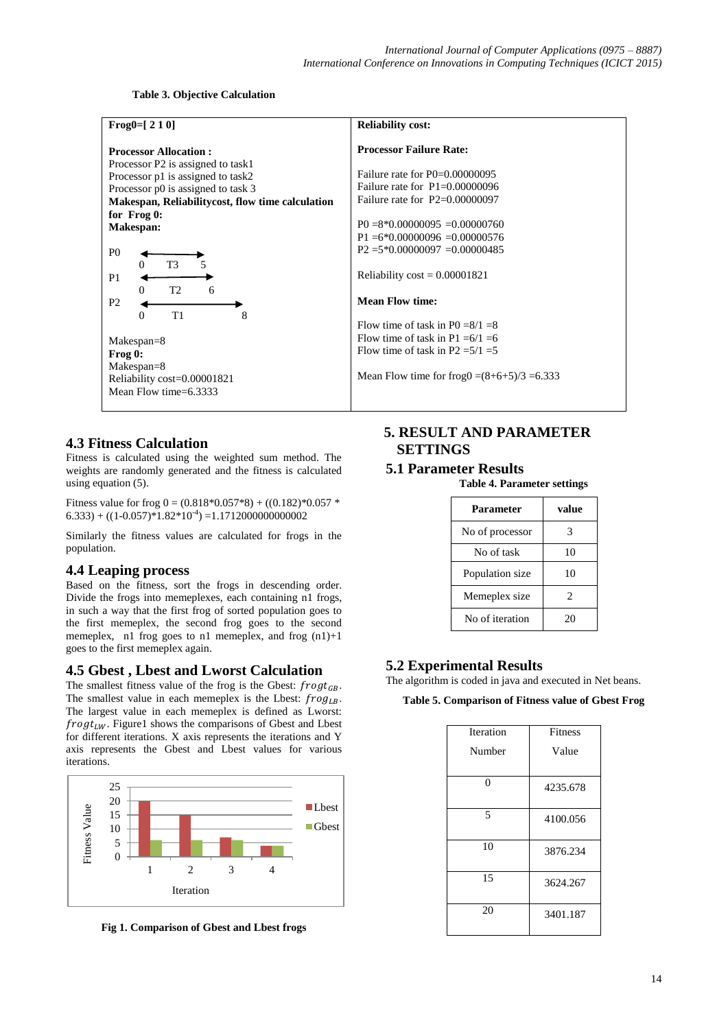**Table 3. Objective Calculation**

| **Frog0=[ 2 1 0]**<br><br>**Processor Allocation :**<br>Processor P2 is assigned to task1<br>Processor p1 is assigned to task2<br>Processor p0 is assigned to task 3<br>**Makespan, Reliabilitycost, flow time calculation for Frog 0:**<br>**Makespan:**<br><br>P0 ◄──► 0 T3 5<br>P1 ◄──► 0 T2 6<br>P2 ◄──► 0 T1 8<br><br>Makespan=8<br>**Frog 0:**<br>Makespan=8<br>Reliability cost=0.00001821<br>Mean Flow time=6.3333 | **Reliability cost:**<br><br>**Processor Failure Rate:**<br><br>Failure rate for P0=0.00000095<br>Failure rate for P1=0.00000096<br>Failure rate for P2=0.00000097<br><br>P0 =8*0.00000095 =0.00000760<br>P1 =6*0.00000096 =0.00000576<br>P2 =5*0.00000097 =0.00000485<br><br>Reliability cost = 0.00001821<br><br>**Mean Flow time:**<br><br>Flow time of task in P0 =8/1 =8<br>Flow time of task in P1 =6/1 =6<br>Flow time of task in P2 =5/1 =5<br><br>Mean Flow time for frog0 =(8+6+5)/3 =6.333 |
|---|---|

## 4.3 Fitness Calculation

Fitness is calculated using the weighted sum method. The weights are randomly generated and the fitness is calculated using equation (5).

Fitness value for frog 0 = (0.818*0.057*8) + ((0.182)*0.057 * 6.333) + ((1-0.057)*1.82*$10^{-4}$) =1.1712000000000002

Similarly the fitness values are calculated for frogs in the population.

## 4.4 Leaping process

Based on the fitness, sort the frogs in descending order. Divide the frogs into memeplexes, each containing n1 frogs, in such a way that the first frog of sorted population goes to the first memeplex, the second frog goes to the second memeplex, n1 frog goes to n1 memeplex, and frog (n1)+1 goes to the first memeplex again.

## 4.5 Gbest , Lbest and Lworst Calculation

The smallest fitness value of the frog is the Gbest: $frogt_{GB}$. The smallest value in each memeplex is the Lbest: $frog_{LB}$. The largest value in each memeplex is defined as Lworst: $frogt_{LW}$. Figure1 shows the comparisons of Gbest and Lbest for different iterations. X axis represents the iterations and Y axis represents the Gbest and Lbest values for various iterations.

**Fig 1. Comparison of Gbest and Lbest frogs**

# 5. RESULT AND PARAMETER SETTINGS

## 5.1 Parameter Results

**Table 4. Parameter settings**

| Parameter | value |
|---|---|
| No of processor | 3 |
| No of task | 10 |
| Population size | 10 |
| Memeplex size | 2 |
| No of iteration | 20 |

## 5.2 Experimental Results

The algorithm is coded in java and executed in Net beans.

**Table 5. Comparison of Fitness value of Gbest Frog**

| Iteration Number | Fitness Value |
|---|---|
| 0 | 4235.678 |
| 5 | 4100.056 |
| 10 | 3876.234 |
| 15 | 3624.267 |
| 20 | 3401.187 |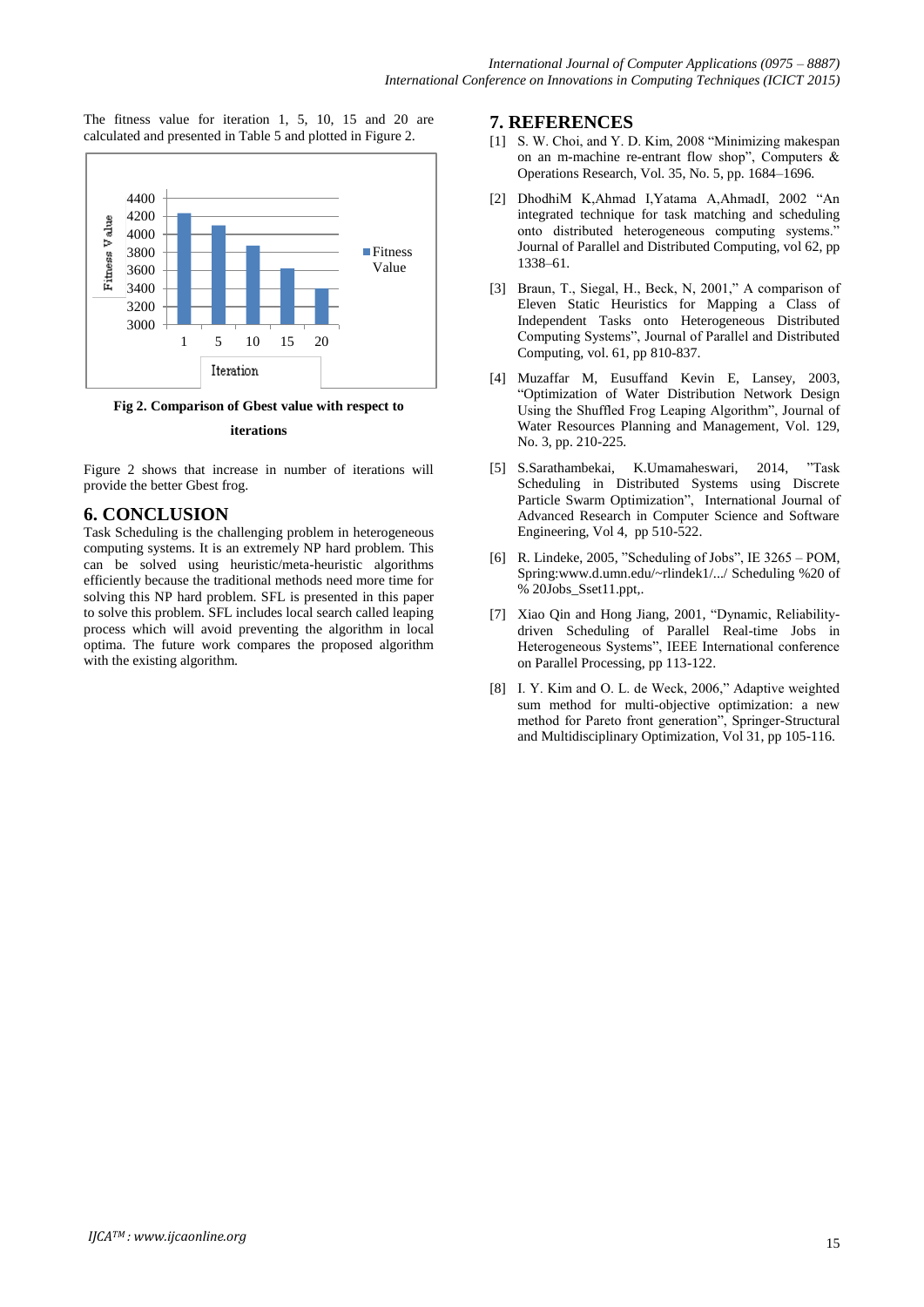The fitness value for iteration 1, 5, 10, 15 and 20 are calculated and presented in Table 5 and plotted in Figure 2.

Fitness Value

4400
4200
4000
3800
3600
3400
3200
3000

1 5 10 15 20

Iteration

Fitness Value

**Fig 2. Comparison of Gbest value with respect to iterations**

Figure 2 shows that increase in number of iterations will provide the better Gbest frog.

## 6. CONCLUSION

Task Scheduling is the challenging problem in heterogeneous computing systems. It is an extremely NP hard problem. This can be solved using heuristic/meta-heuristic algorithms efficiently because the traditional methods need more time for solving this NP hard problem. SFL is presented in this paper to solve this problem. SFL includes local search called leaping process which will avoid preventing the algorithm in local optima. The future work compares the proposed algorithm with the existing algorithm.

## 7. REFERENCES

[1] S. W. Choi, and Y. D. Kim, 2008 "Minimizing makespan on an m-machine re-entrant flow shop", Computers & Operations Research, Vol. 35, No. 5, pp. 1684–1696.

[2] DhodhiM K,Ahmad I,Yatama A,AhmadI, 2002 "An integrated technique for task matching and scheduling onto distributed heterogeneous computing systems." Journal of Parallel and Distributed Computing, vol 62, pp 1338–61.

[3] Braun, T., Siegal, H., Beck, N, 2001," A comparison of Eleven Static Heuristics for Mapping a Class of Independent Tasks onto Heterogeneous Distributed Computing Systems", Journal of Parallel and Distributed Computing, vol. 61, pp 810-837.

[4] Muzaffar M, Eusuffand Kevin E, Lansey, 2003, "Optimization of Water Distribution Network Design Using the Shuffled Frog Leaping Algorithm", Journal of Water Resources Planning and Management, Vol. 129, No. 3, pp. 210-225.

[5] S.Sarathambekai, K.Umamaheswari, 2014, "Task Scheduling in Distributed Systems using Discrete Particle Swarm Optimization", International Journal of Advanced Research in Computer Science and Software Engineering, Vol 4, pp 510-522.

[6] R. Lindeke, 2005, "Scheduling of Jobs", IE 3265 – POM, Spring:www.d.umn.edu/~rlindek1/.../ Scheduling %20 of % 20Jobs_Sset11.ppt,.

[7] Xiao Qin and Hong Jiang, 2001, "Dynamic, Reliability-driven Scheduling of Parallel Real-time Jobs in Heterogeneous Systems", IEEE International conference on Parallel Processing, pp 113-122.

[8] I. Y. Kim and O. L. de Weck, 2006," Adaptive weighted sum method for multi-objective optimization: a new method for Pareto front generation", Springer-Structural and Multidisciplinary Optimization, Vol 31, pp 105-116.